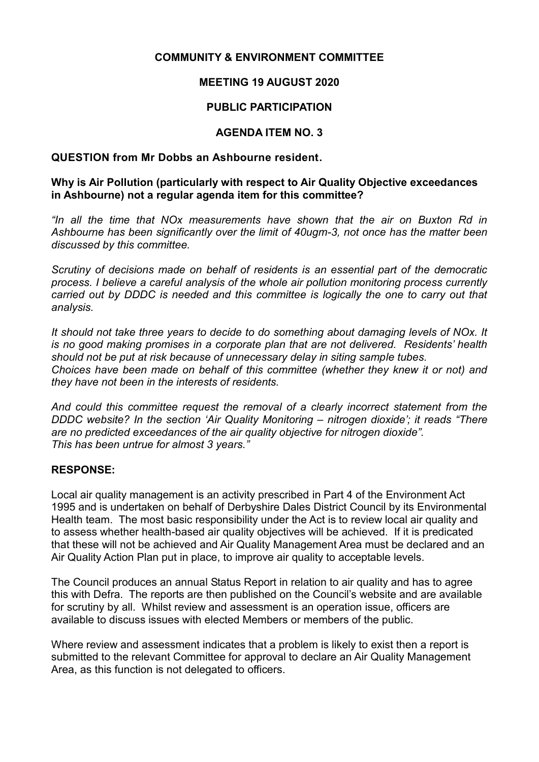**COMMUNITY & ENVIRONMENT COMMITTEE**

**MEETING 19 AUGUST 2020**

**PUBLIC PARTICIPATION**

**AGENDA ITEM NO. 3**

**QUESTION from Mr Dobbs an Ashbourne resident.**

**Why is Air Pollution (particularly with respect to Air Quality Objective exceedances in Ashbourne) not a regular agenda item for this committee?**

*"In all the time that NOx measurements have shown that the air on Buxton Rd in Ashbourne has been significantly over the limit of 40ugm-3, not once has the matter been discussed by this committee.*

*Scrutiny of decisions made on behalf of residents is an essential part of the democratic process. I believe a careful analysis of the whole air pollution monitoring process currently carried out by DDDC is needed and this committee is logically the one to carry out that analysis.*

*It should not take three years to decide to do something about damaging levels of NOx. It is no good making promises in a corporate plan that are not delivered. Residents' health should not be put at risk because of unnecessary delay in siting sample tubes.*
*Choices have been made on behalf of this committee (whether they knew it or not) and they have not been in the interests of residents.*

*And could this committee request the removal of a clearly incorrect statement from the DDDC website? In the section 'Air Quality Monitoring – nitrogen dioxide'; it reads "There are no predicted exceedances of the air quality objective for nitrogen dioxide".*
*This has been untrue for almost 3 years."*

**RESPONSE:**

Local air quality management is an activity prescribed in Part 4 of the Environment Act 1995 and is undertaken on behalf of Derbyshire Dales District Council by its Environmental Health team. The most basic responsibility under the Act is to review local air quality and to assess whether health-based air quality objectives will be achieved. If it is predicated that these will not be achieved and Air Quality Management Area must be declared and an Air Quality Action Plan put in place, to improve air quality to acceptable levels.

The Council produces an annual Status Report in relation to air quality and has to agree this with Defra. The reports are then published on the Council's website and are available for scrutiny by all. Whilst review and assessment is an operation issue, officers are available to discuss issues with elected Members or members of the public.

Where review and assessment indicates that a problem is likely to exist then a report is submitted to the relevant Committee for approval to declare an Air Quality Management Area, as this function is not delegated to officers.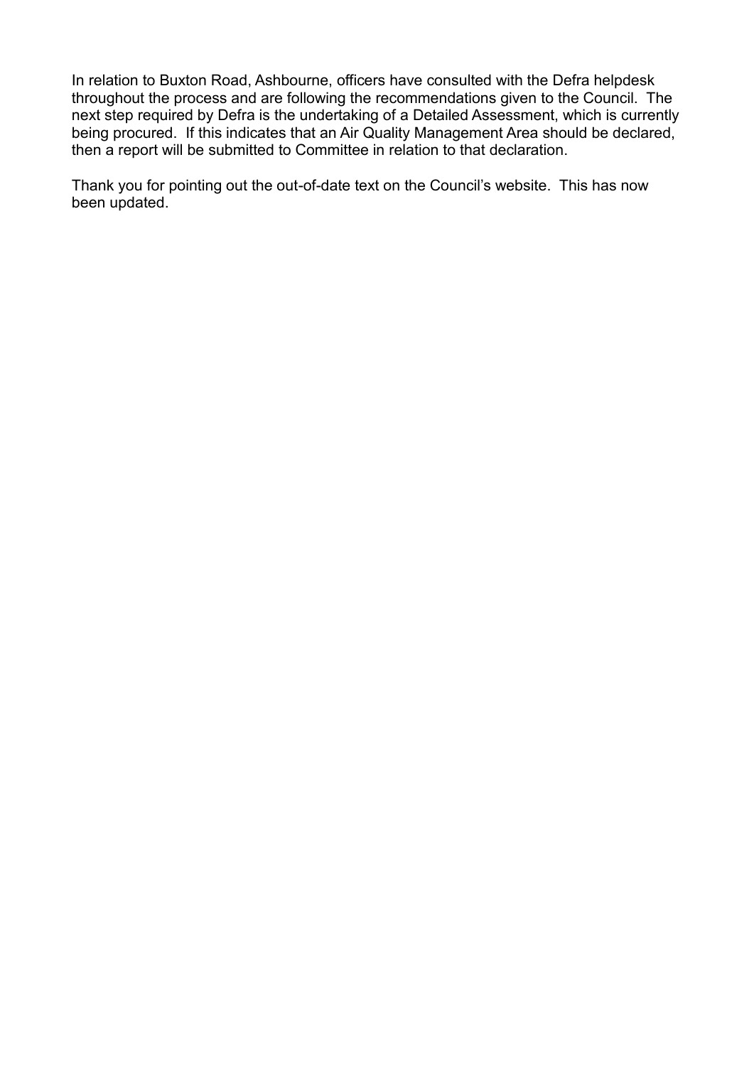In relation to Buxton Road, Ashbourne, officers have consulted with the Defra helpdesk throughout the process and are following the recommendations given to the Council. The next step required by Defra is the undertaking of a Detailed Assessment, which is currently being procured. If this indicates that an Air Quality Management Area should be declared, then a report will be submitted to Committee in relation to that declaration.

Thank you for pointing out the out-of-date text on the Council's website. This has now been updated.